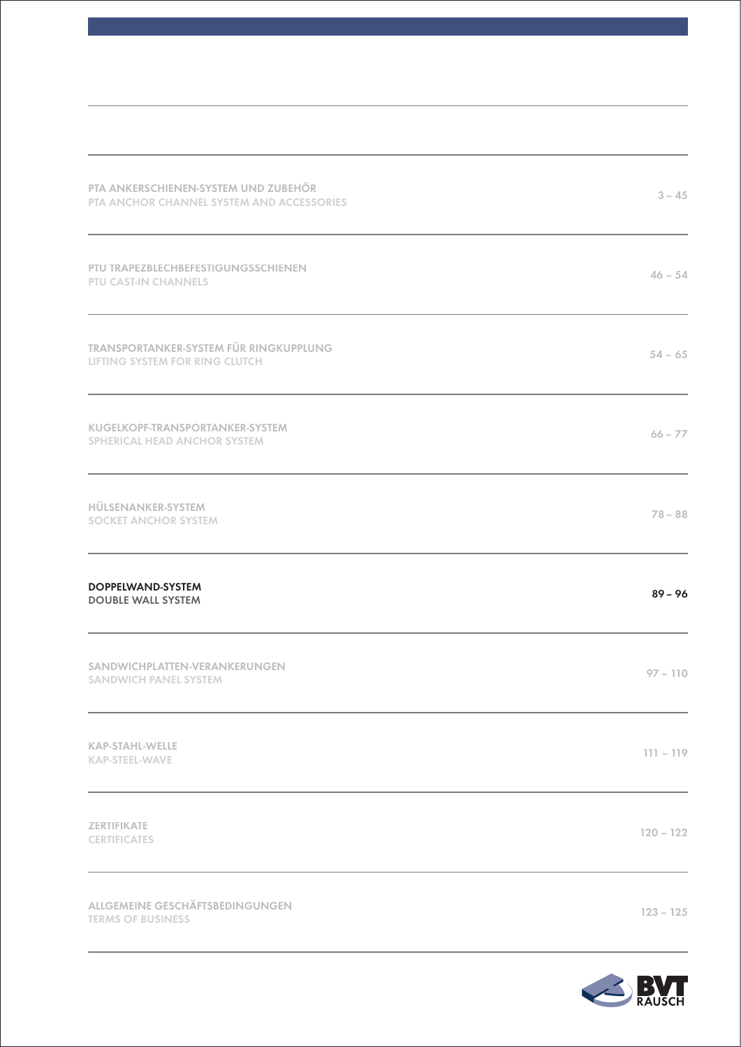| | |
|---|---|
| PTA ANKERSCHIENEN-SYSTEM UND ZUBEHÖR<br>PTA ANCHOR CHANNEL SYSTEM AND ACCESSORIES | 3 – 45 |
| PTU TRAPEZBLECHBEFESTIGUNGSSCHIENEN<br>PTU CAST-IN CHANNELS | 46 – 54 |
| TRANSPORTANKER-SYSTEM FÜR RINGKUPPLUNG<br>LIFTING SYSTEM FOR RING CLUTCH | 54 – 65 |
| KUGELKOPF-TRANSPORTANKER-SYSTEM<br>SPHERICAL HEAD ANCHOR SYSTEM | 66 – 77 |
| HÜLSENANKER-SYSTEM<br>SOCKET ANCHOR SYSTEM | 78 – 88 |
| **DOPPELWAND-SYSTEM<br>DOUBLE WALL SYSTEM** | **89 – 96** |
| SANDWICHPLATTEN-VERANKERUNGEN<br>SANDWICH PANEL SYSTEM | 97 – 110 |
| KAP-STAHL-WELLE<br>KAP-STEEL-WAVE | 111 – 119 |
| ZERTIFIKATE<br>CERTIFICATES | 120 – 122 |
| ALLGEMEINE GESCHÄFTSBEDINGUNGEN<br>TERMS OF BUSINESS | 123 – 125 |

BVT RAUSCH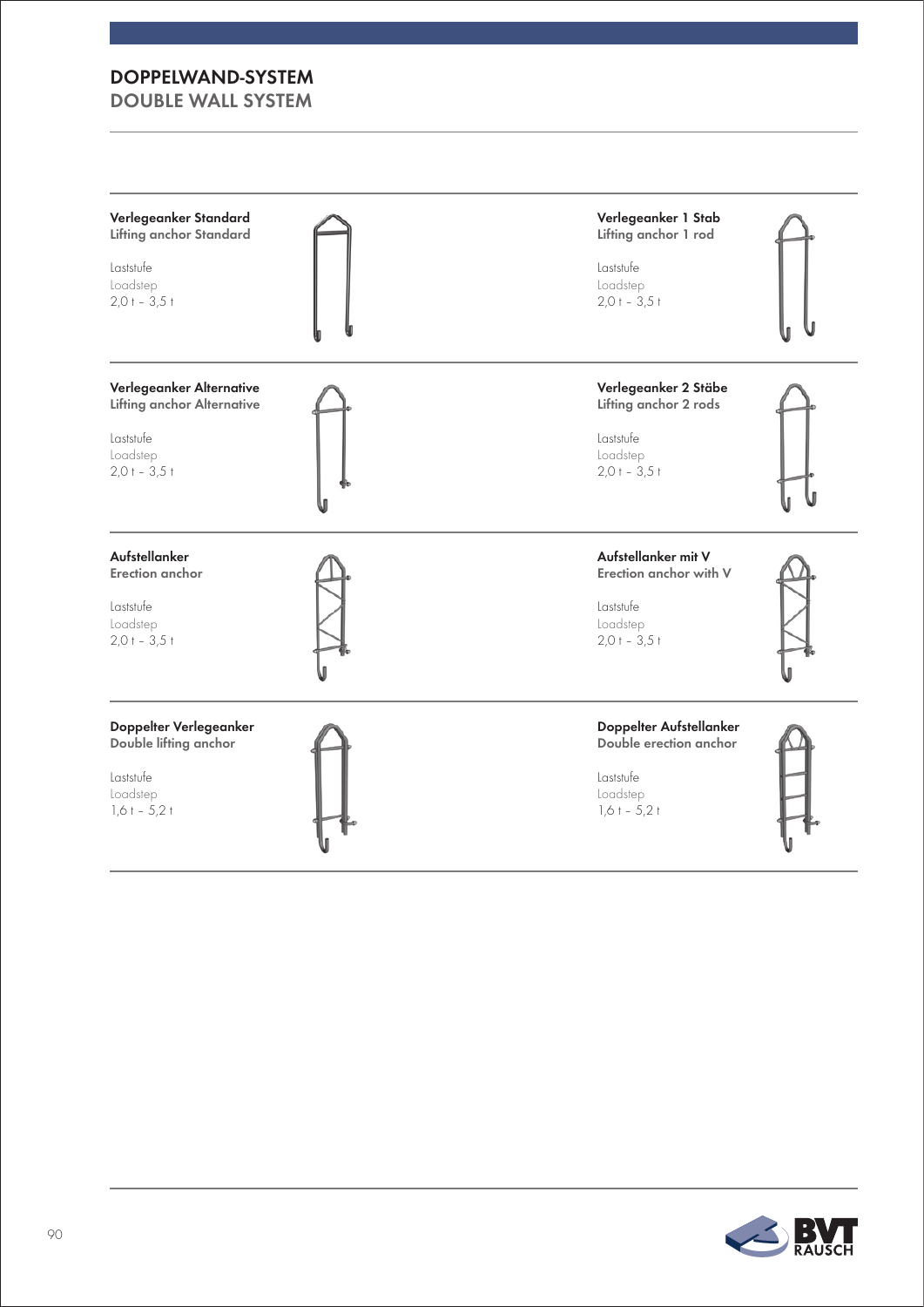# DOPPELWAND-SYSTEM
## DOUBLE WALL SYSTEM

**Verlegeanker Standard**
**Lifting anchor Standard**

Laststufe
Loadstep
2,0 t – 3,5 t

**Verlegeanker 1 Stab**
**Lifting anchor 1 rod**

Laststufe
Loadstep
2,0 t – 3,5 t

**Verlegeanker Alternative**
**Lifting anchor Alternative**

Laststufe
Loadstep
2,0 t – 3,5 t

**Verlegeanker 2 Stäbe**
**Lifting anchor 2 rods**

Laststufe
Loadstep
2,0 t – 3,5 t

**Aufstellanker**
**Erection anchor**

Laststufe
Loadstep
2,0 t – 3,5 t

**Aufstellanker mit V**
**Erection anchor with V**

Laststufe
Loadstep
2,0 t – 3,5 t

**Doppelter Verlegeanker**
**Double lifting anchor**

Laststufe
Loadstep
1,6 t – 5,2 t

**Doppelter Aufstellanker**
**Double erection anchor**

Laststufe
Loadstep
1,6 t – 5,2 t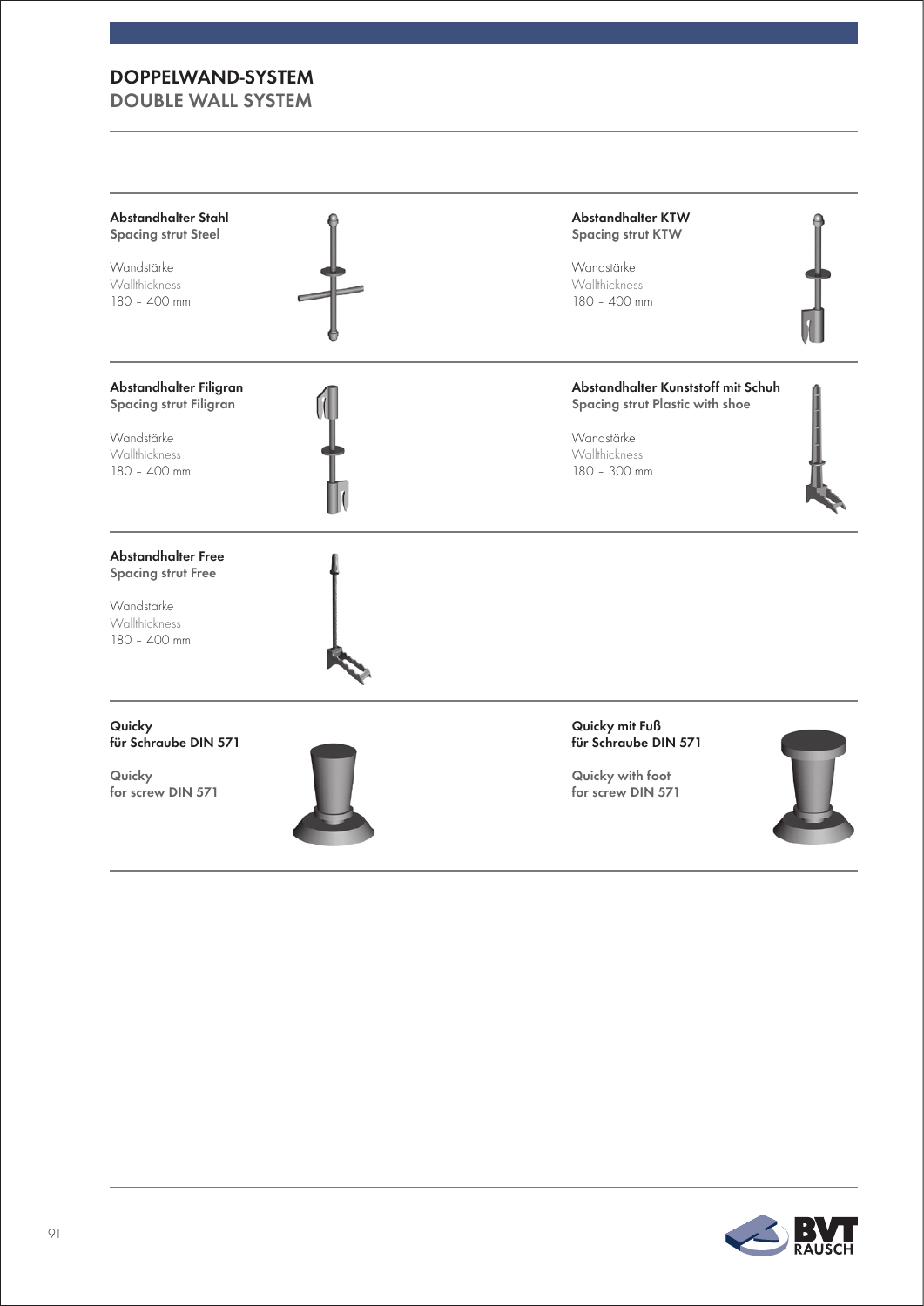# DOPPELWAND-SYSTEM
## DOUBLE WALL SYSTEM

**Abstandhalter Stahl**
**Spacing strut Steel**

Wandstärke
Wallthickness
180 – 400 mm

**Abstandhalter KTW**
**Spacing strut KTW**

Wandstärke
Wallthickness
180 – 400 mm

**Abstandhalter Filigran**
**Spacing strut Filigran**

Wandstärke
Wallthickness
180 – 400 mm

**Abstandhalter Kunststoff mit Schuh**
**Spacing strut Plastic with shoe**

Wandstärke
Wallthickness
180 – 300 mm

**Abstandhalter Free**
**Spacing strut Free**

Wandstärke
Wallthickness
180 – 400 mm

**Quicky**
**für Schraube DIN 571**

**Quicky**
**for screw DIN 571**

**Quicky mit Fuß**
**für Schraube DIN 571**

**Quicky with foot**
**for screw DIN 571**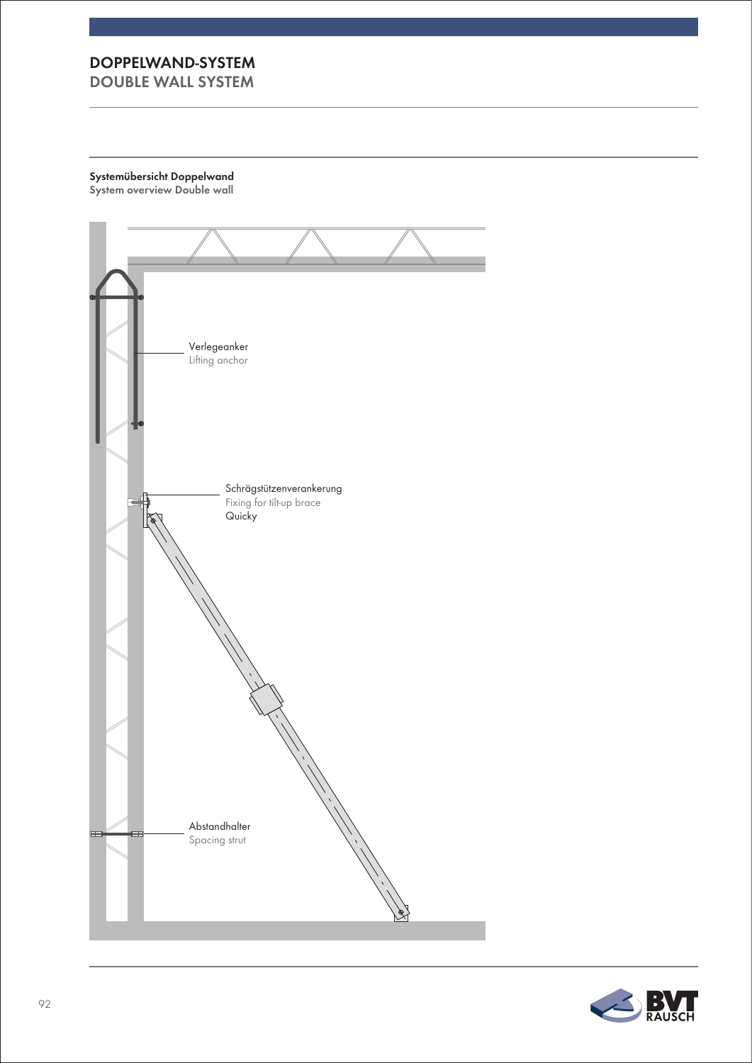# DOPPELWAND-SYSTEM
## DOUBLE WALL SYSTEM

**Systemübersicht Doppelwand**
**System overview Double wall**

Verlegeanker
Lifting anchor

Schrägstützenverankerung
Fixing for tilt-up brace
Quicky

Abstandhalter
Spacing strut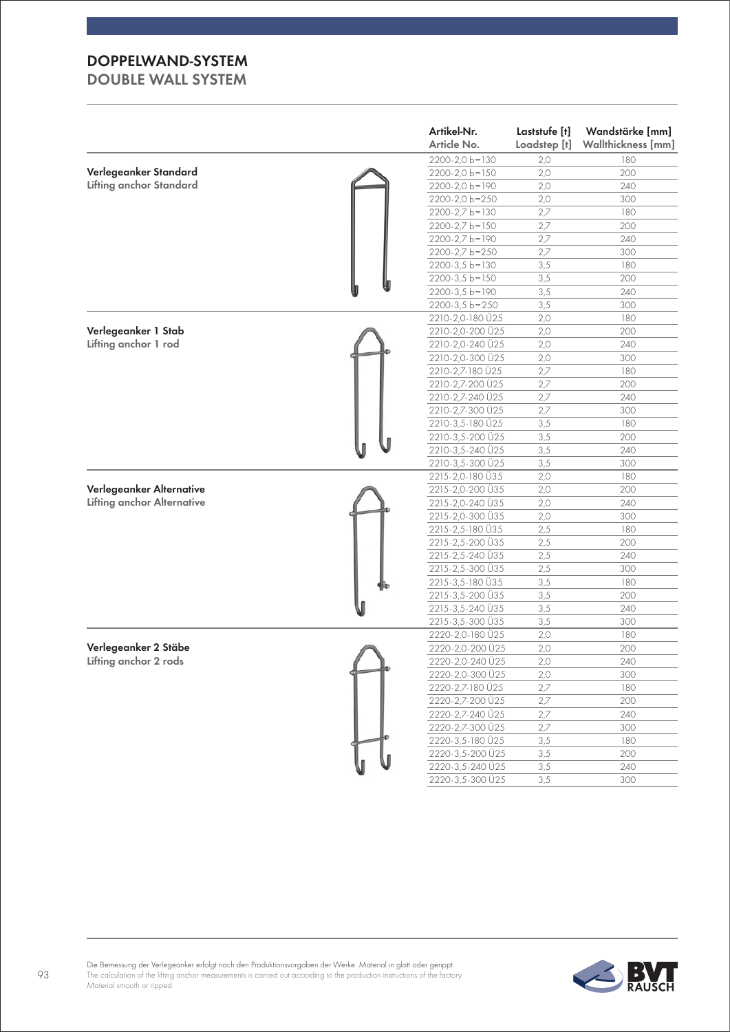# DOPPELWAND-SYSTEM
## DOUBLE WALL SYSTEM

| | Artikel-Nr. / Article No. | Laststufe [t] / Loadstep [t] | Wandstärke [mm] / Wallthickness [mm] |
|---|---|---|---|
| **Verlegeanker Standard** / **Lifting anchor Standard** | 2200-2,0 b=130 | 2,0 | 180 |
| | 2200-2,0 b=150 | 2,0 | 200 |
| | 2200-2,0 b=190 | 2,0 | 240 |
| | 2200-2,0 b=250 | 2,0 | 300 |
| | 2200-2,7 b=130 | 2,7 | 180 |
| | 2200-2,7 b=150 | 2,7 | 200 |
| | 2200-2,7 b=190 | 2,7 | 240 |
| | 2200-2,7 b=250 | 2,7 | 300 |
| | 2200-3,5 b=130 | 3,5 | 180 |
| | 2200-3,5 b=150 | 3,5 | 200 |
| | 2200-3,5 b=190 | 3,5 | 240 |
| | 2200-3,5 b=250 | 3,5 | 300 |
| **Verlegeanker 1 Stab** / **Lifting anchor 1 rod** | 2210-2,0-180 Ü25 | 2,0 | 180 |
| | 2210-2,0-200 Ü25 | 2,0 | 200 |
| | 2210-2,0-240 Ü25 | 2,0 | 240 |
| | 2210-2,0-300 Ü25 | 2,0 | 300 |
| | 2210-2,7-180 Ü25 | 2,7 | 180 |
| | 2210-2,7-200 Ü25 | 2,7 | 200 |
| | 2210-2,7-240 Ü25 | 2,7 | 240 |
| | 2210-2,7-300 Ü25 | 2,7 | 300 |
| | 2210-3,5-180 Ü25 | 3,5 | 180 |
| | 2210-3,5-200 Ü25 | 3,5 | 200 |
| | 2210-3,5-240 Ü25 | 3,5 | 240 |
| | 2210-3,5-300 Ü25 | 3,5 | 300 |
| **Verlegeanker Alternative** / **Lifting anchor Alternative** | 2215-2,0-180 Ü35 | 2,0 | 180 |
| | 2215-2,0-200 Ü35 | 2,0 | 200 |
| | 2215-2,0-240 Ü35 | 2,0 | 240 |
| | 2215-2,0-300 Ü35 | 2,0 | 300 |
| | 2215-2,5-180 Ü35 | 2,5 | 180 |
| | 2215-2,5-200 Ü35 | 2,5 | 200 |
| | 2215-2,5-240 Ü35 | 2,5 | 240 |
| | 2215-2,5-300 Ü35 | 2,5 | 300 |
| | 2215-3,5-180 Ü35 | 3,5 | 180 |
| | 2215-3,5-200 Ü35 | 3,5 | 200 |
| | 2215-3,5-240 Ü35 | 3,5 | 240 |
| | 2215-3,5-300 Ü35 | 3,5 | 300 |
| **Verlegeanker 2 Stäbe** / **Lifting anchor 2 rods** | 2220-2,0-180 Ü25 | 2,0 | 180 |
| | 2220-2,0-200 Ü25 | 2,0 | 200 |
| | 2220-2,0-240 Ü25 | 2,0 | 240 |
| | 2220-2,0-300 Ü25 | 2,0 | 300 |
| | 2220-2,7-180 Ü25 | 2,7 | 180 |
| | 2220-2,7-200 Ü25 | 2,7 | 200 |
| | 2220-2,7-240 Ü25 | 2,7 | 240 |
| | 2220-2,7-300 Ü25 | 2,7 | 300 |
| | 2220-3,5-180 Ü25 | 3,5 | 180 |
| | 2220-3,5-200 Ü25 | 3,5 | 200 |
| | 2220-3,5-240 Ü25 | 3,5 | 240 |
| | 2220-3,5-300 Ü25 | 3,5 | 300 |

Die Bemessung der Verlegeanker erfolgt nach den Produktionsvorgaben der Werke. Material in glatt oder gerippt.
The calculation of the lifting anchor measurements is carried out according to the production instructions of the factory. Material smooth or ripped.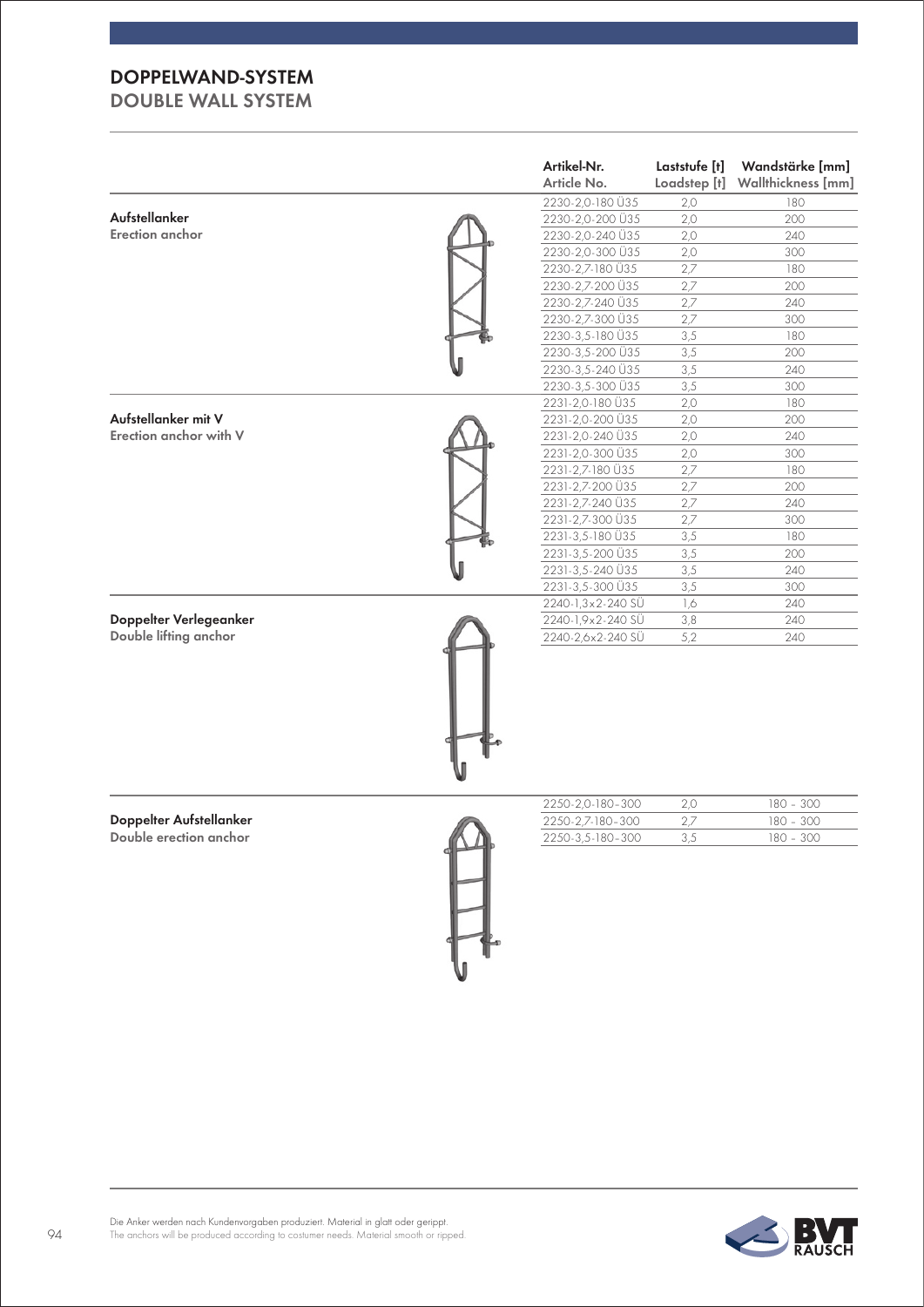# DOPPELWAND-SYSTEM
## DOUBLE WALL SYSTEM

| | Artikel-Nr. Article No. | Laststufe [t] Loadstep [t] | Wandstärke [mm] Wallthickness [mm] |
|---|---|---|---|
| **Aufstellanker** Erection anchor | 2230-2,0-180 Ü35 | 2,0 | 180 |
| | 2230-2,0-200 Ü35 | 2,0 | 200 |
| | 2230-2,0-240 Ü35 | 2,0 | 240 |
| | 2230-2,0-300 Ü35 | 2,0 | 300 |
| | 2230-2,7-180 Ü35 | 2,7 | 180 |
| | 2230-2,7-200 Ü35 | 2,7 | 200 |
| | 2230-2,7-240 Ü35 | 2,7 | 240 |
| | 2230-2,7-300 Ü35 | 2,7 | 300 |
| | 2230-3,5-180 Ü35 | 3,5 | 180 |
| | 2230-3,5-200 Ü35 | 3,5 | 200 |
| | 2230-3,5-240 Ü35 | 3,5 | 240 |
| | 2230-3,5-300 Ü35 | 3,5 | 300 |
| **Aufstellanker mit V** Erection anchor with V | 2231-2,0-180 Ü35 | 2,0 | 180 |
| | 2231-2,0-200 Ü35 | 2,0 | 200 |
| | 2231-2,0-240 Ü35 | 2,0 | 240 |
| | 2231-2,0-300 Ü35 | 2,0 | 300 |
| | 2231-2,7-180 Ü35 | 2,7 | 180 |
| | 2231-2,7-200 Ü35 | 2,7 | 200 |
| | 2231-2,7-240 Ü35 | 2,7 | 240 |
| | 2231-2,7-300 Ü35 | 2,7 | 300 |
| | 2231-3,5-180 Ü35 | 3,5 | 180 |
| | 2231-3,5-200 Ü35 | 3,5 | 200 |
| | 2231-3,5-240 Ü35 | 3,5 | 240 |
| | 2231-3,5-300 Ü35 | 3,5 | 300 |
| **Doppelter Verlegeanker** Double lifting anchor | 2240-1,3x2-240 SÜ | 1,6 | 240 |
| | 2240-1,9x2-240 SÜ | 3,8 | 240 |
| | 2240-2,6x2-240 SÜ | 5,2 | 240 |
| **Doppelter Aufstellanker** Double erection anchor | 2250-2,0-180–300 | 2,0 | 180 – 300 |
| | 2250-2,7-180–300 | 2,7 | 180 – 300 |
| | 2250-3,5-180–300 | 3,5 | 180 – 300 |

Die Anker werden nach Kundenvorgaben produziert. Material in glatt oder gerippt.
The anchors will be produced according to costumer needs. Material smooth or ripped.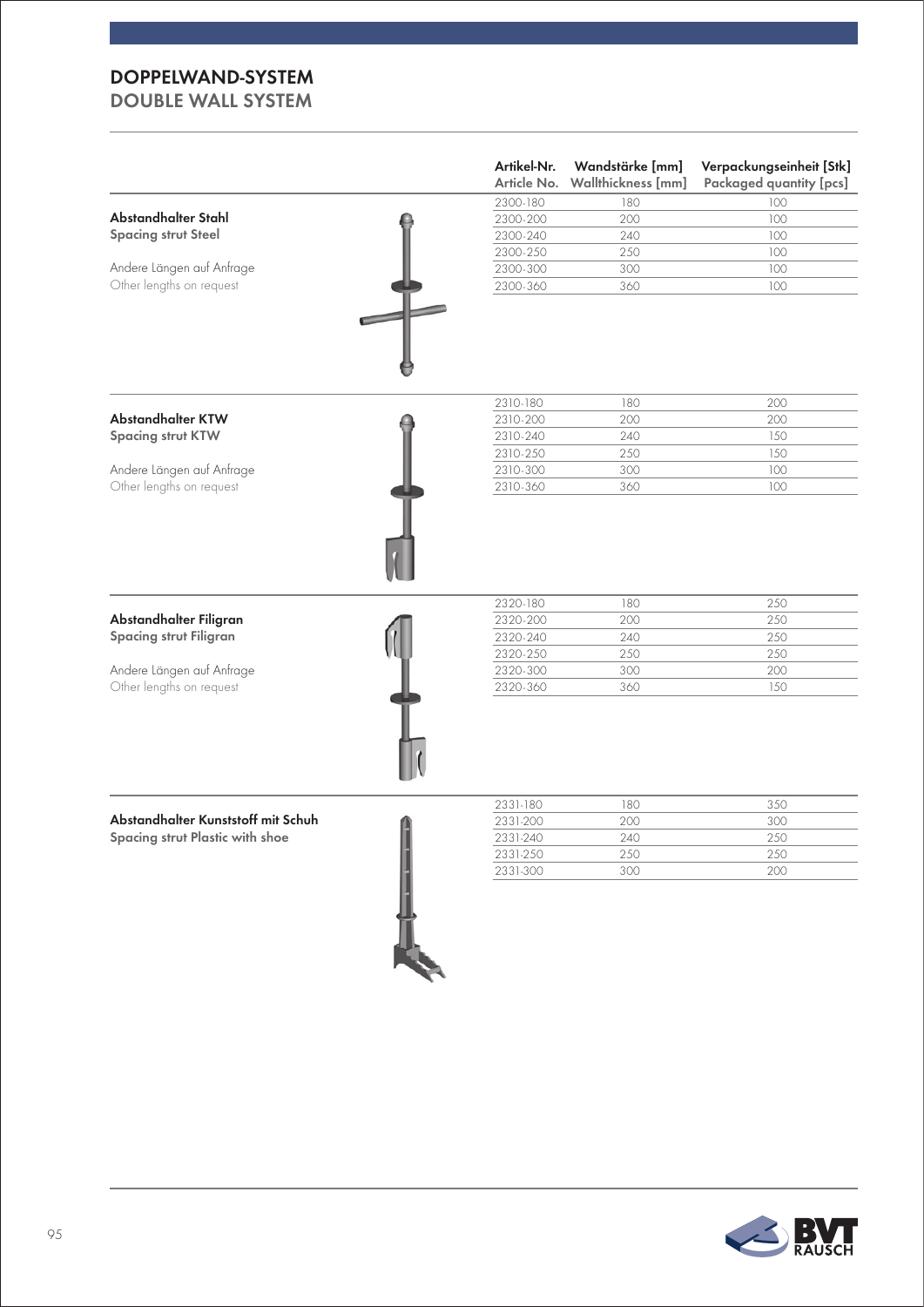# DOPPELWAND-SYSTEM
## DOUBLE WALL SYSTEM

### Abstandhalter Stahl
**Spacing strut Steel**

Andere Längen auf Anfrage
Other lengths on request

| Artikel-Nr. Article No. | Wandstärke [mm] Wallthickness [mm] | Verpackungseinheit [Stk] Packaged quantity [pcs] |
|---|---|---|
| 2300-180 | 180 | 100 |
| 2300-200 | 200 | 100 |
| 2300-240 | 240 | 100 |
| 2300-250 | 250 | 100 |
| 2300-300 | 300 | 100 |
| 2300-360 | 360 | 100 |

### Abstandhalter KTW
**Spacing strut KTW**

Andere Längen auf Anfrage
Other lengths on request

| Artikel-Nr. Article No. | Wandstärke [mm] Wallthickness [mm] | Verpackungseinheit [Stk] Packaged quantity [pcs] |
|---|---|---|
| 2310-180 | 180 | 200 |
| 2310-200 | 200 | 200 |
| 2310-240 | 240 | 150 |
| 2310-250 | 250 | 150 |
| 2310-300 | 300 | 100 |
| 2310-360 | 360 | 100 |

### Abstandhalter Filigran
**Spacing strut Filigran**

Andere Längen auf Anfrage
Other lengths on request

| Artikel-Nr. Article No. | Wandstärke [mm] Wallthickness [mm] | Verpackungseinheit [Stk] Packaged quantity [pcs] |
|---|---|---|
| 2320-180 | 180 | 250 |
| 2320-200 | 200 | 250 |
| 2320-240 | 240 | 250 |
| 2320-250 | 250 | 250 |
| 2320-300 | 300 | 200 |
| 2320-360 | 360 | 150 |

### Abstandhalter Kunststoff mit Schuh
**Spacing strut Plastic with shoe**

| Artikel-Nr. Article No. | Wandstärke [mm] Wallthickness [mm] | Verpackungseinheit [Stk] Packaged quantity [pcs] |
|---|---|---|
| 2331-180 | 180 | 350 |
| 2331-200 | 200 | 300 |
| 2331-240 | 240 | 250 |
| 2331-250 | 250 | 250 |
| 2331-300 | 300 | 200 |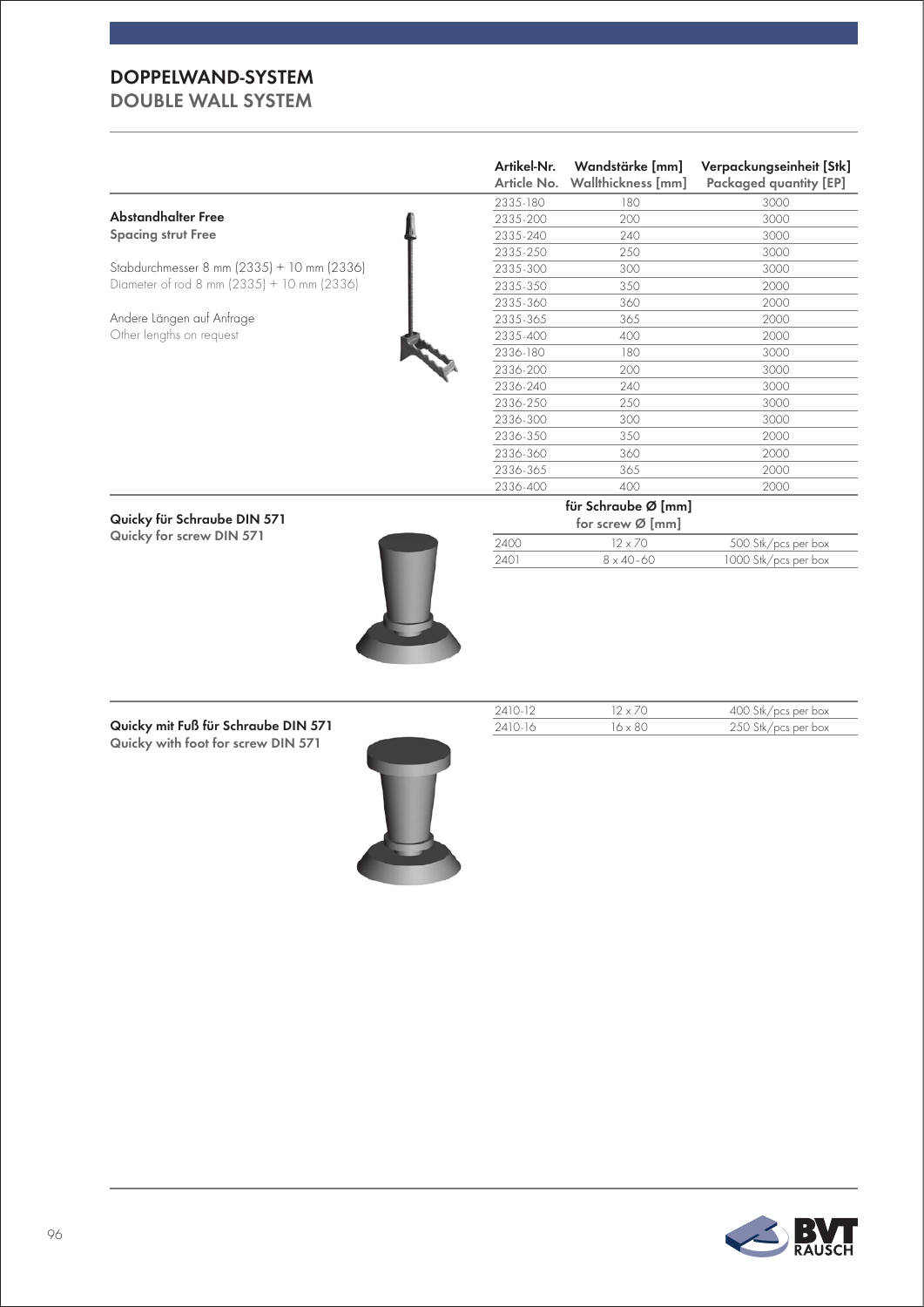# DOPPELWAND-SYSTEM
## DOUBLE WALL SYSTEM

### Abstandhalter Free
**Spacing strut Free**

Stabdurchmesser 8 mm (2335) + 10 mm (2336)
Diameter of rod 8 mm (2335) + 10 mm (2336)

Andere Längen auf Anfrage
Other lengths on request

| Artikel-Nr. Article No. | Wandstärke [mm] Wallthickness [mm] | Verpackungseinheit [Stk] Packaged quantity [EP] |
|---|---|---|
| 2335-180 | 180 | 3000 |
| 2335-200 | 200 | 3000 |
| 2335-240 | 240 | 3000 |
| 2335-250 | 250 | 3000 |
| 2335-300 | 300 | 3000 |
| 2335-350 | 350 | 2000 |
| 2335-360 | 360 | 2000 |
| 2335-365 | 365 | 2000 |
| 2335-400 | 400 | 2000 |
| 2336-180 | 180 | 3000 |
| 2336-200 | 200 | 3000 |
| 2336-240 | 240 | 3000 |
| 2336-250 | 250 | 3000 |
| 2336-300 | 300 | 3000 |
| 2336-350 | 350 | 2000 |
| 2336-360 | 360 | 2000 |
| 2336-365 | 365 | 2000 |
| 2336-400 | 400 | 2000 |

### Quicky für Schraube DIN 571
**Quicky for screw DIN 571**

| | für Schraube Ø [mm] for screw Ø [mm] | |
|---|---|---|
| 2400 | 12 x 70 | 500 Stk/pcs per box |
| 2401 | 8 x 40–60 | 1000 Stk/pcs per box |

### Quicky mit Fuß für Schraube DIN 571
**Quicky with foot for screw DIN 571**

| | | |
|---|---|---|
| 2410-12 | 12 x 70 | 400 Stk/pcs per box |
| 2410-16 | 16 x 80 | 250 Stk/pcs per box |